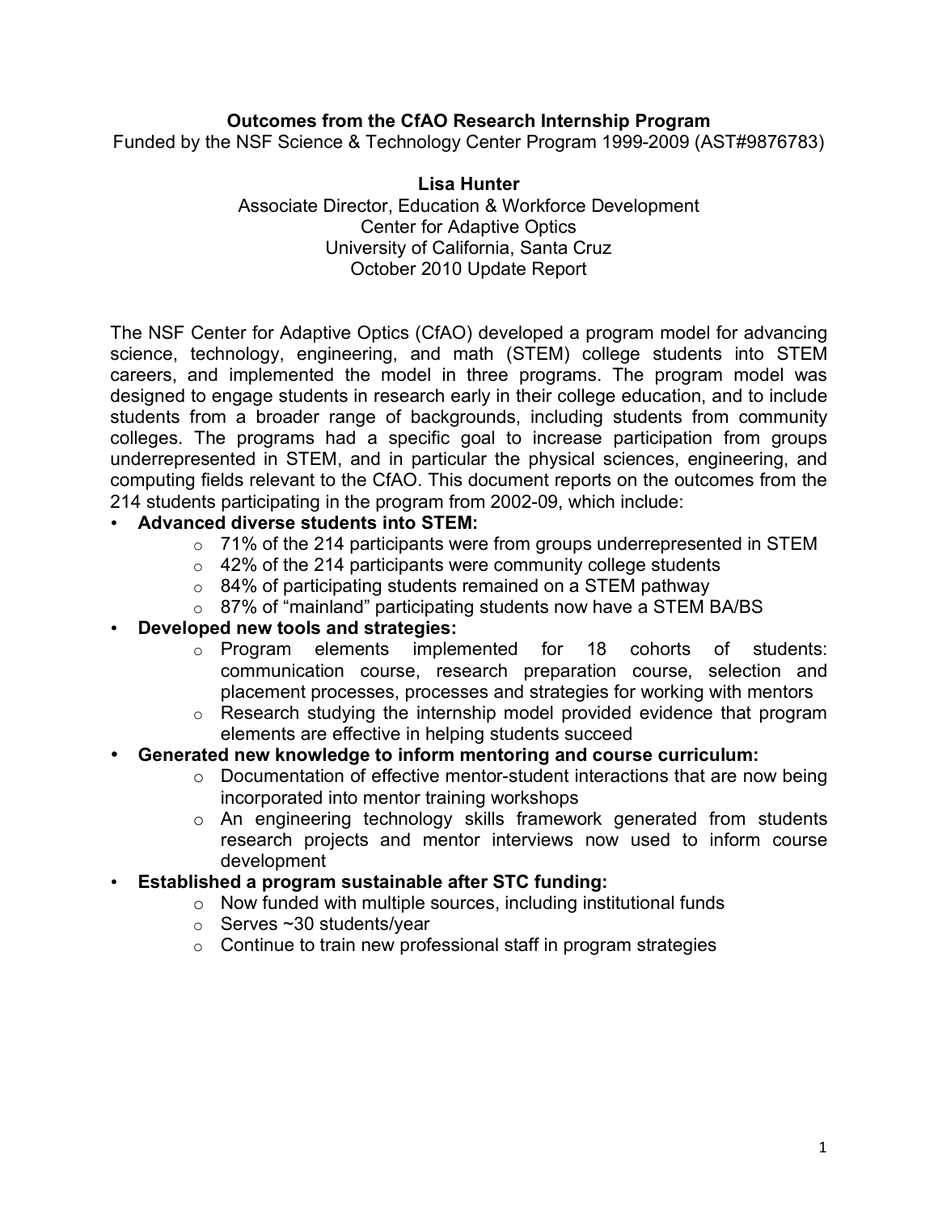# Outcomes from the CfAO Research Internship Program

Funded by the NSF Science & Technology Center Program 1999-2009 (AST#9876783)

**Lisa Hunter**

Associate Director, Education & Workforce Development
Center for Adaptive Optics
University of California, Santa Cruz
October 2010 Update Report

The NSF Center for Adaptive Optics (CfAO) developed a program model for advancing science, technology, engineering, and math (STEM) college students into STEM careers, and implemented the model in three programs. The program model was designed to engage students in research early in their college education, and to include students from a broader range of backgrounds, including students from community colleges. The programs had a specific goal to increase participation from groups underrepresented in STEM, and in particular the physical sciences, engineering, and computing fields relevant to the CfAO. This document reports on the outcomes from the 214 students participating in the program from 2002-09, which include:

- **Advanced diverse students into STEM:**
  - 71% of the 214 participants were from groups underrepresented in STEM
  - 42% of the 214 participants were community college students
  - 84% of participating students remained on a STEM pathway
  - 87% of "mainland" participating students now have a STEM BA/BS
- **Developed new tools and strategies:**
  - Program elements implemented for 18 cohorts of students: communication course, research preparation course, selection and placement processes, processes and strategies for working with mentors
  - Research studying the internship model provided evidence that program elements are effective in helping students succeed
- **Generated new knowledge to inform mentoring and course curriculum:**
  - Documentation of effective mentor-student interactions that are now being incorporated into mentor training workshops
  - An engineering technology skills framework generated from students research projects and mentor interviews now used to inform course development
- **Established a program sustainable after STC funding:**
  - Now funded with multiple sources, including institutional funds
  - Serves ~30 students/year
  - Continue to train new professional staff in program strategies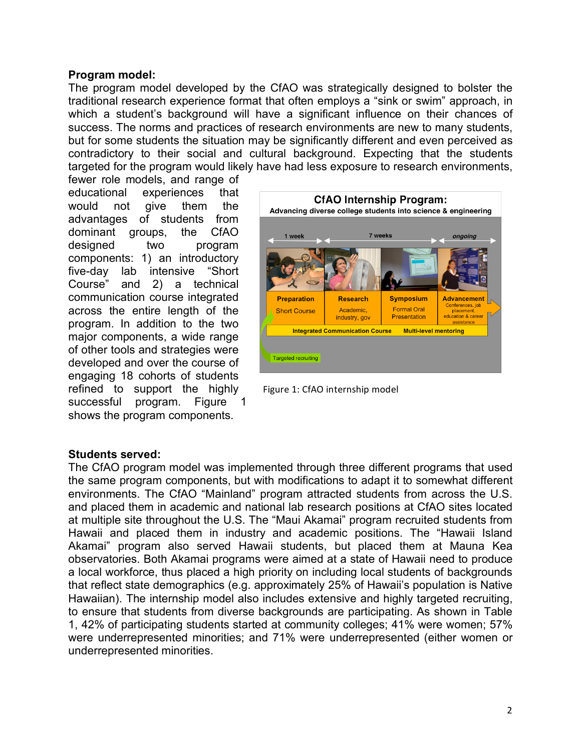**Program model:**

The program model developed by the CfAO was strategically designed to bolster the traditional research experience format that often employs a "sink or swim" approach, in which a student's background will have a significant influence on their chances of success. The norms and practices of research environments are new to many students, but for some students the situation may be significantly different and even perceived as contradictory to their social and cultural background. Expecting that the students targeted for the program would likely have had less exposure to research environments, fewer role models, and range of educational experiences that would not give them the advantages of students from dominant groups, the CfAO designed two program components: 1) an introductory five-day lab intensive "Short Course" and 2) a technical communication course integrated across the entire length of the program. In addition to the two major components, a wide range of other tools and strategies were developed and over the course of engaging 18 cohorts of students refined to support the highly successful program. Figure 1 shows the program components.

Figure 1: CfAO internship model

**Students served:**

The CfAO program model was implemented through three different programs that used the same program components, but with modifications to adapt it to somewhat different environments. The CfAO "Mainland" program attracted students from across the U.S. and placed them in academic and national lab research positions at CfAO sites located at multiple site throughout the U.S. The "Maui Akamai" program recruited students from Hawaii and placed them in industry and academic positions. The "Hawaii Island Akamai" program also served Hawaii students, but placed them at Mauna Kea observatories. Both Akamai programs were aimed at a state of Hawaii need to produce a local workforce, thus placed a high priority on including local students of backgrounds that reflect state demographics (e.g. approximately 25% of Hawaii's population is Native Hawaiian). The internship model also includes extensive and highly targeted recruiting, to ensure that students from diverse backgrounds are participating. As shown in Table 1, 42% of participating students started at community colleges; 41% were women; 57% were underrepresented minorities; and 71% were underrepresented (either women or underrepresented minorities.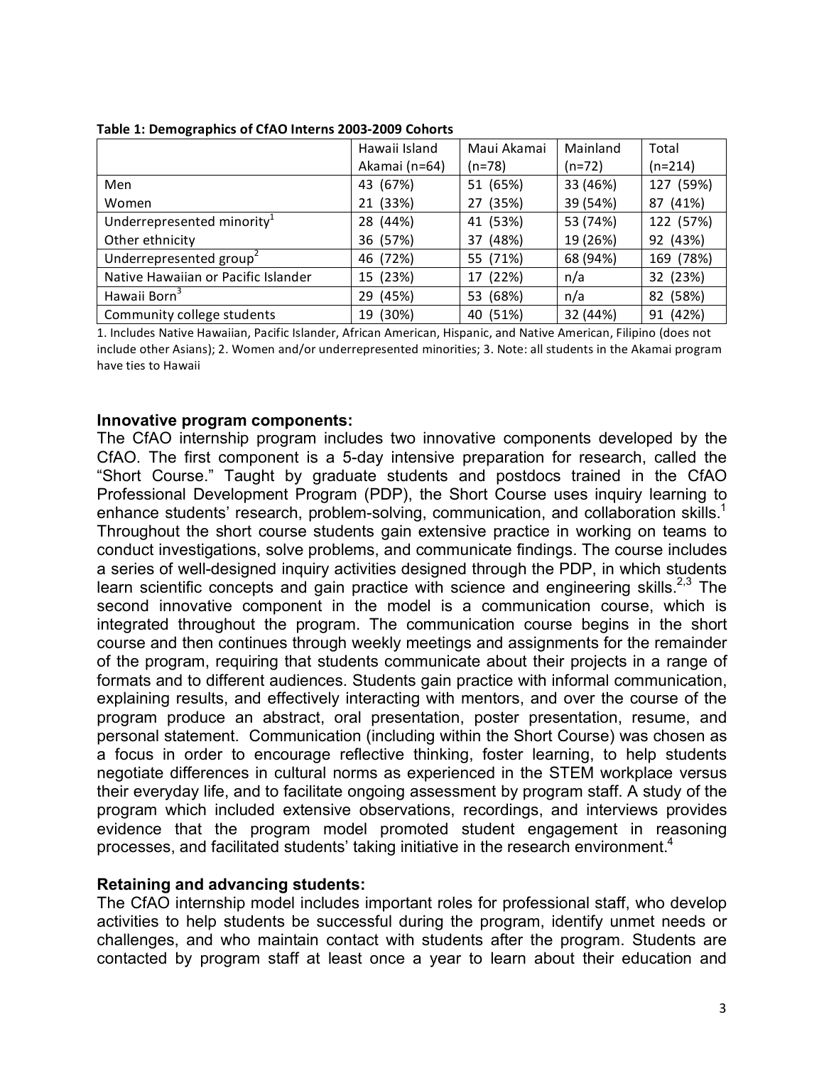**Table 1: Demographics of CfAO Interns 2003-2009 Cohorts**

| | Hawaii Island Akamai (n=64) | Maui Akamai (n=78) | Mainland (n=72) | Total (n=214) |
|---|---|---|---|---|
| Men | 43 (67%) | 51 (65%) | 33 (46%) | 127 (59%) |
| Women | 21 (33%) | 27 (35%) | 39 (54%) | 87 (41%) |
| Underrepresented minority[1] | 28 (44%) | 41 (53%) | 53 (74%) | 122 (57%) |
| Other ethnicity | 36 (57%) | 37 (48%) | 19 (26%) | 92 (43%) |
| Underrepresented group[2] | 46 (72%) | 55 (71%) | 68 (94%) | 169 (78%) |
| Native Hawaiian or Pacific Islander | 15 (23%) | 17 (22%) | n/a | 32 (23%) |
| Hawaii Born[3] | 29 (45%) | 53 (68%) | n/a | 82 (58%) |
| Community college students | 19 (30%) | 40 (51%) | 32 (44%) | 91 (42%) |

1. Includes Native Hawaiian, Pacific Islander, African American, Hispanic, and Native American, Filipino (does not include other Asians); 2. Women and/or underrepresented minorities; 3. Note: all students in the Akamai program have ties to Hawaii

### Innovative program components:

The CfAO internship program includes two innovative components developed by the CfAO. The first component is a 5-day intensive preparation for research, called the "Short Course." Taught by graduate students and postdocs trained in the CfAO Professional Development Program (PDP), the Short Course uses inquiry learning to enhance students' research, problem-solving, communication, and collaboration skills.[1] Throughout the short course students gain extensive practice in working on teams to conduct investigations, solve problems, and communicate findings. The course includes a series of well-designed inquiry activities designed through the PDP, in which students learn scientific concepts and gain practice with science and engineering skills.[2,3] The second innovative component in the model is a communication course, which is integrated throughout the program. The communication course begins in the short course and then continues through weekly meetings and assignments for the remainder of the program, requiring that students communicate about their projects in a range of formats and to different audiences. Students gain practice with informal communication, explaining results, and effectively interacting with mentors, and over the course of the program produce an abstract, oral presentation, poster presentation, resume, and personal statement. Communication (including within the Short Course) was chosen as a focus in order to encourage reflective thinking, foster learning, to help students negotiate differences in cultural norms as experienced in the STEM workplace versus their everyday life, and to facilitate ongoing assessment by program staff. A study of the program which included extensive observations, recordings, and interviews provides evidence that the program model promoted student engagement in reasoning processes, and facilitated students' taking initiative in the research environment.[4]

### Retaining and advancing students:

The CfAO internship model includes important roles for professional staff, who develop activities to help students be successful during the program, identify unmet needs or challenges, and who maintain contact with students after the program. Students are contacted by program staff at least once a year to learn about their education and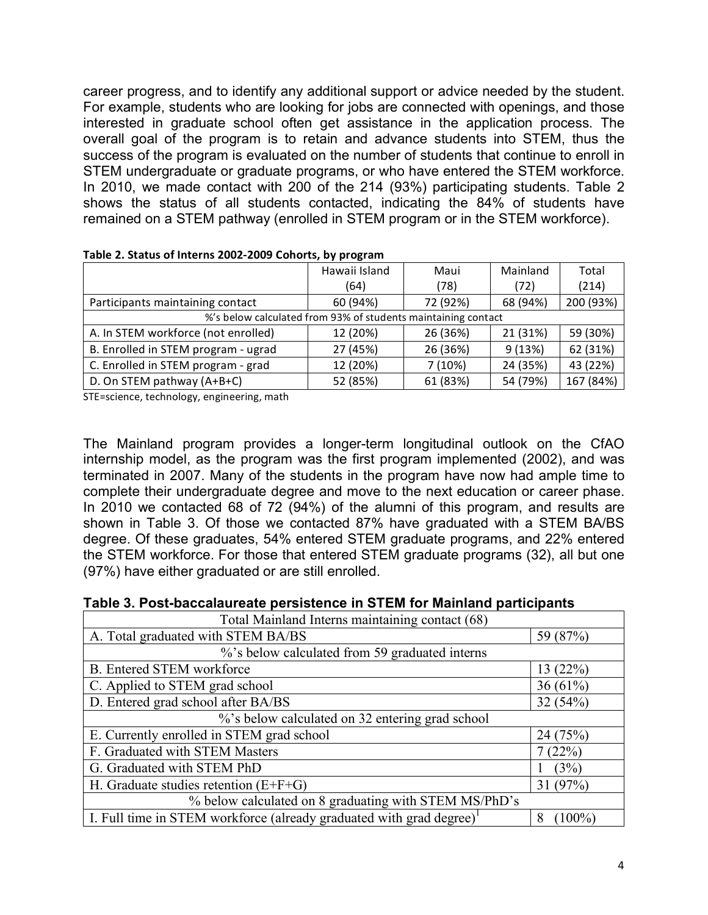career progress, and to identify any additional support or advice needed by the student. For example, students who are looking for jobs are connected with openings, and those interested in graduate school often get assistance in the application process. The overall goal of the program is to retain and advance students into STEM, thus the success of the program is evaluated on the number of students that continue to enroll in STEM undergraduate or graduate programs, or who have entered the STEM workforce. In 2010, we made contact with 200 of the 214 (93%) participating students. Table 2 shows the status of all students contacted, indicating the 84% of students have remained on a STEM pathway (enrolled in STEM program or in the STEM workforce).

**Table 2. Status of Interns 2002-2009 Cohorts, by program**

| | Hawaii Island (64) | Maui (78) | Mainland (72) | Total (214) |
|---|---|---|---|---|
| Participants maintaining contact | 60 (94%) | 72 (92%) | 68 (94%) | 200 (93%) |
| %'s below calculated from 93% of students maintaining contact | | | | |
| A. In STEM workforce (not enrolled) | 12 (20%) | 26 (36%) | 21 (31%) | 59 (30%) |
| B. Enrolled in STEM program - ugrad | 27 (45%) | 26 (36%) | 9 (13%) | 62 (31%) |
| C. Enrolled in STEM program - grad | 12 (20%) | 7 (10%) | 24 (35%) | 43 (22%) |
| D. On STEM pathway (A+B+C) | 52 (85%) | 61 (83%) | 54 (79%) | 167 (84%) |

STE=science, technology, engineering, math

The Mainland program provides a longer-term longitudinal outlook on the CfAO internship model, as the program was the first program implemented (2002), and was terminated in 2007. Many of the students in the program have now had ample time to complete their undergraduate degree and move to the next education or career phase. In 2010 we contacted 68 of 72 (94%) of the alumni of this program, and results are shown in Table 3. Of those we contacted 87% have graduated with a STEM BA/BS degree. Of these graduates, 54% entered STEM graduate programs, and 22% entered the STEM workforce. For those that entered STEM graduate programs (32), all but one (97%) have either graduated or are still enrolled.

**Table 3. Post-baccalaureate persistence in STEM for Mainland participants**

| Total Mainland Interns maintaining contact (68) | |
|---|---|
| A. Total graduated with STEM BA/BS | 59 (87%) |
| %'s below calculated from 59 graduated interns | |
| B. Entered STEM workforce | 13 (22%) |
| C. Applied to STEM grad school | 36 (61%) |
| D. Entered grad school after BA/BS | 32 (54%) |
| %'s below calculated on 32 entering grad school | |
| E. Currently enrolled in STEM grad school | 24 (75%) |
| F. Graduated with STEM Masters | 7 (22%) |
| G. Graduated with STEM PhD | 1 (3%) |
| H. Graduate studies retention (E+F+G) | 31 (97%) |
| % below calculated on 8 graduating with STEM MS/PhD's | |
| I. Full time in STEM workforce (already graduated with grad degree)[1] | 8 (100%) |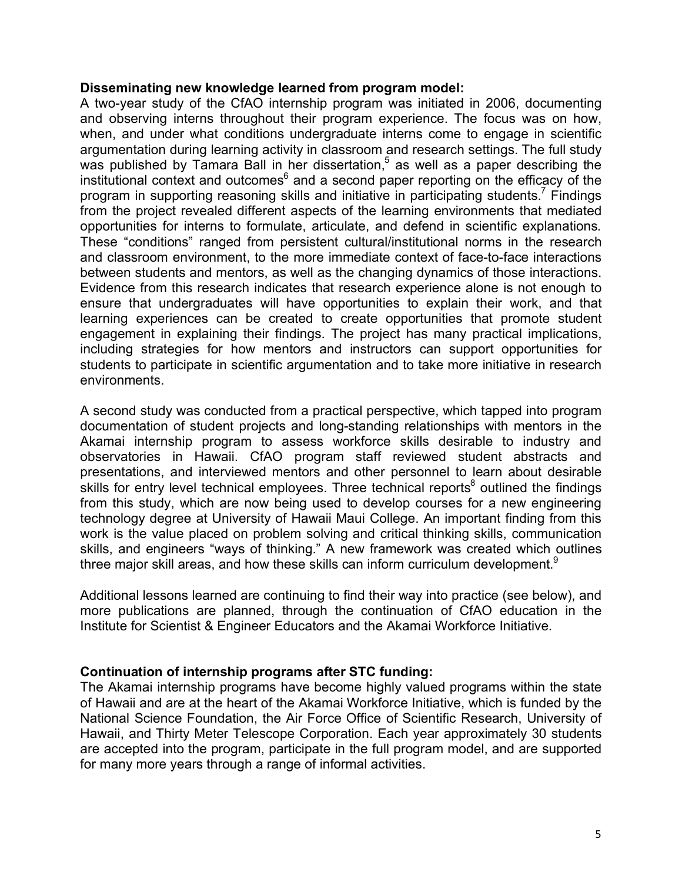**Disseminating new knowledge learned from program model:**

A two-year study of the CfAO internship program was initiated in 2006, documenting and observing interns throughout their program experience. The focus was on how, when, and under what conditions undergraduate interns come to engage in scientific argumentation during learning activity in classroom and research settings. The full study was published by Tamara Ball in her dissertation,[5] as well as a paper describing the institutional context and outcomes[6] and a second paper reporting on the efficacy of the program in supporting reasoning skills and initiative in participating students.[7] Findings from the project revealed different aspects of the learning environments that mediated opportunities for interns to formulate, articulate, and defend in scientific explanations. These "conditions" ranged from persistent cultural/institutional norms in the research and classroom environment, to the more immediate context of face-to-face interactions between students and mentors, as well as the changing dynamics of those interactions. Evidence from this research indicates that research experience alone is not enough to ensure that undergraduates will have opportunities to explain their work, and that learning experiences can be created to create opportunities that promote student engagement in explaining their findings. The project has many practical implications, including strategies for how mentors and instructors can support opportunities for students to participate in scientific argumentation and to take more initiative in research environments.

A second study was conducted from a practical perspective, which tapped into program documentation of student projects and long-standing relationships with mentors in the Akamai internship program to assess workforce skills desirable to industry and observatories in Hawaii. CfAO program staff reviewed student abstracts and presentations, and interviewed mentors and other personnel to learn about desirable skills for entry level technical employees. Three technical reports[8] outlined the findings from this study, which are now being used to develop courses for a new engineering technology degree at University of Hawaii Maui College. An important finding from this work is the value placed on problem solving and critical thinking skills, communication skills, and engineers "ways of thinking." A new framework was created which outlines three major skill areas, and how these skills can inform curriculum development.[9]

Additional lessons learned are continuing to find their way into practice (see below), and more publications are planned, through the continuation of CfAO education in the Institute for Scientist & Engineer Educators and the Akamai Workforce Initiative.

**Continuation of internship programs after STC funding:**

The Akamai internship programs have become highly valued programs within the state of Hawaii and are at the heart of the Akamai Workforce Initiative, which is funded by the National Science Foundation, the Air Force Office of Scientific Research, University of Hawaii, and Thirty Meter Telescope Corporation. Each year approximately 30 students are accepted into the program, participate in the full program model, and are supported for many more years through a range of informal activities.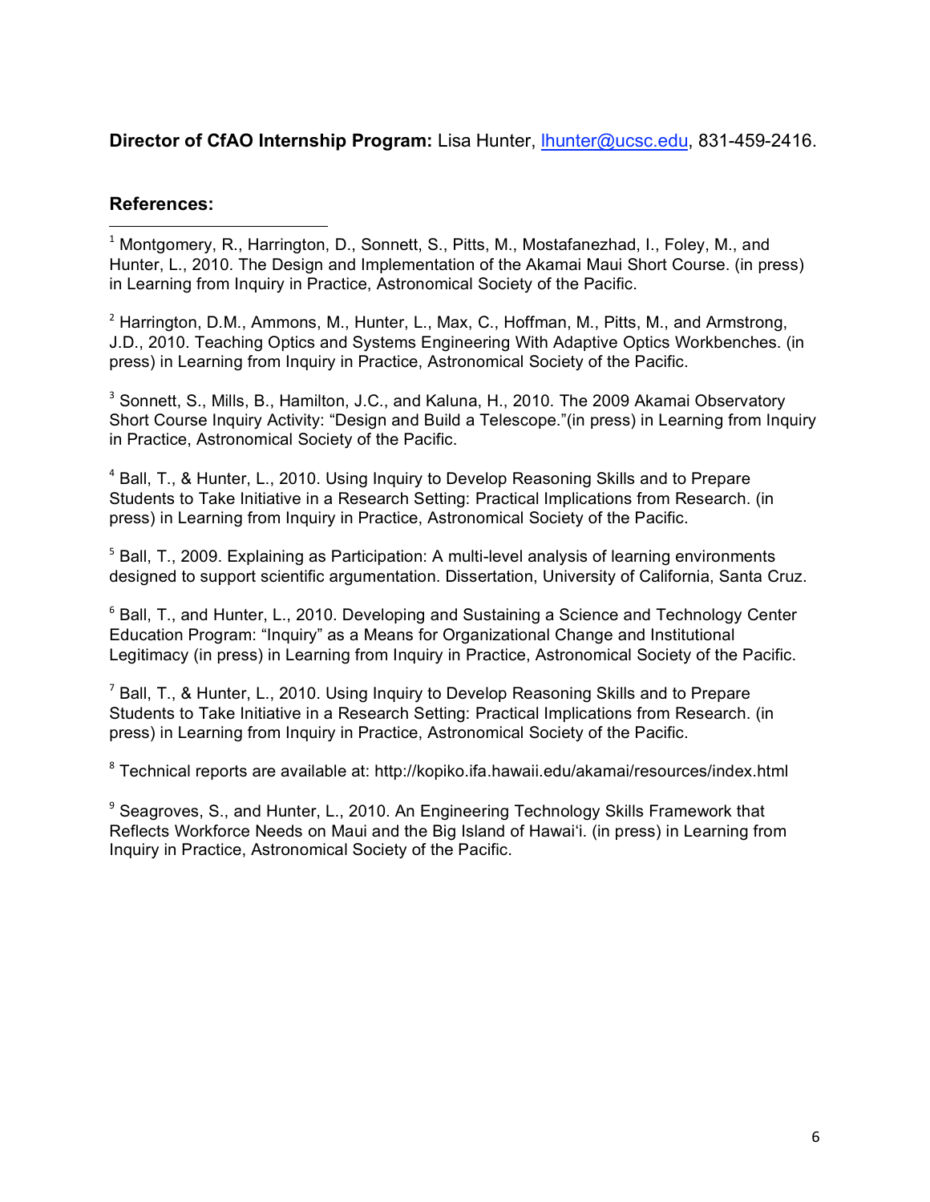**Director of CfAO Internship Program:** Lisa Hunter, lhunter@ucsc.edu, 831-459-2416.

**References:**

[1] Montgomery, R., Harrington, D., Sonnett, S., Pitts, M., Mostafanezhad, I., Foley, M., and Hunter, L., 2010. The Design and Implementation of the Akamai Maui Short Course. (in press) in Learning from Inquiry in Practice, Astronomical Society of the Pacific.

[2] Harrington, D.M., Ammons, M., Hunter, L., Max, C., Hoffman, M., Pitts, M., and Armstrong, J.D., 2010. Teaching Optics and Systems Engineering With Adaptive Optics Workbenches. (in press) in Learning from Inquiry in Practice, Astronomical Society of the Pacific.

[3] Sonnett, S., Mills, B., Hamilton, J.C., and Kaluna, H., 2010. The 2009 Akamai Observatory Short Course Inquiry Activity: "Design and Build a Telescope."(in press) in Learning from Inquiry in Practice, Astronomical Society of the Pacific.

[4] Ball, T., & Hunter, L., 2010. Using Inquiry to Develop Reasoning Skills and to Prepare Students to Take Initiative in a Research Setting: Practical Implications from Research. (in press) in Learning from Inquiry in Practice, Astronomical Society of the Pacific.

[5] Ball, T., 2009. Explaining as Participation: A multi-level analysis of learning environments designed to support scientific argumentation. Dissertation, University of California, Santa Cruz.

[6] Ball, T., and Hunter, L., 2010. Developing and Sustaining a Science and Technology Center Education Program: "Inquiry" as a Means for Organizational Change and Institutional Legitimacy (in press) in Learning from Inquiry in Practice, Astronomical Society of the Pacific.

[7] Ball, T., & Hunter, L., 2010. Using Inquiry to Develop Reasoning Skills and to Prepare Students to Take Initiative in a Research Setting: Practical Implications from Research. (in press) in Learning from Inquiry in Practice, Astronomical Society of the Pacific.

[8] Technical reports are available at: http://kopiko.ifa.hawaii.edu/akamai/resources/index.html

[9] Seagroves, S., and Hunter, L., 2010. An Engineering Technology Skills Framework that Reflects Workforce Needs on Maui and the Big Island of Hawai'i. (in press) in Learning from Inquiry in Practice, Astronomical Society of the Pacific.